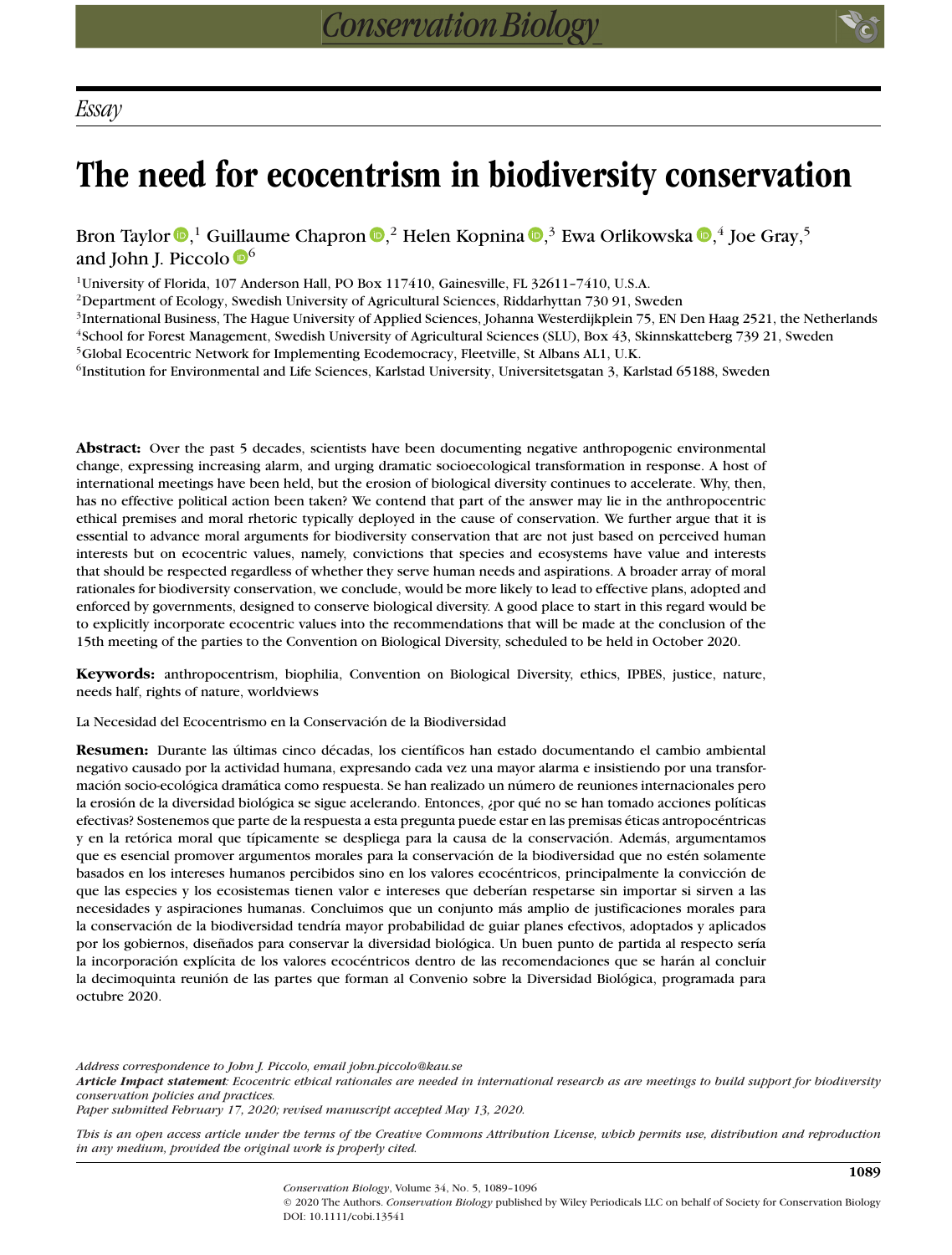*Essay*

# The need for ecocentrism in biodiversity conservation

Bron Taylor,[1] Guillaume Chapron,[2] Helen Kopnina,[3] Ewa Orlikowska,[4] Joe Gray,[5] and John J. Piccolo[6]

[1]University of Florida, 107 Anderson Hall, PO Box 117410, Gainesville, FL 32611-7410, U.S.A.
[2]Department of Ecology, Swedish University of Agricultural Sciences, Riddarhyttan 730 91, Sweden
[3]International Business, The Hague University of Applied Sciences, Johanna Westerdijkplein 75, EN Den Haag 2521, the Netherlands
[4]School for Forest Management, Swedish University of Agricultural Sciences (SLU), Box 43, Skinnskatteberg 739 21, Sweden
[5]Global Ecocentric Network for Implementing Ecodemocracy, Fleetville, St Albans AL1, U.K.
[6]Institution for Environmental and Life Sciences, Karlstad University, Universitetsgatan 3, Karlstad 65188, Sweden

**Abstract:** Over the past 5 decades, scientists have been documenting negative anthropogenic environmental change, expressing increasing alarm, and urging dramatic socioecological transformation in response. A host of international meetings have been held, but the erosion of biological diversity continues to accelerate. Why, then, has no effective political action been taken? We contend that part of the answer may lie in the anthropocentric ethical premises and moral rhetoric typically deployed in the cause of conservation. We further argue that it is essential to advance moral arguments for biodiversity conservation that are not just based on perceived human interests but on ecocentric values, namely, convictions that species and ecosystems have value and interests that should be respected regardless of whether they serve human needs and aspirations. A broader array of moral rationales for biodiversity conservation, we conclude, would be more likely to lead to effective plans, adopted and enforced by governments, designed to conserve biological diversity. A good place to start in this regard would be to explicitly incorporate ecocentric values into the recommendations that will be made at the conclusion of the 15th meeting of the parties to the Convention on Biological Diversity, scheduled to be held in October 2020.

**Keywords:** anthropocentrism, biophilia, Convention on Biological Diversity, ethics, IPBES, justice, nature, needs half, rights of nature, worldviews

La Necesidad del Ecocentrismo en la Conservación de la Biodiversidad

**Resumen:** Durante las últimas cinco décadas, los científicos han estado documentando el cambio ambiental negativo causado por la actividad humana, expresando cada vez una mayor alarma e insistiendo por una transformación socio-ecológica dramática como respuesta. Se han realizado un número de reuniones internacionales pero la erosión de la diversidad biológica se sigue acelerando. Entonces, ¿por qué no se han tomado acciones políticas efectivas? Sostenemos que parte de la respuesta a esta pregunta puede estar en las premisas éticas antropocéntricas y en la retórica moral que típicamente se despliega para la causa de la conservación. Además, argumentamos que es esencial promover argumentos morales para la conservación de la biodiversidad que no estén solamente basados en los intereses humanos percibidos sino en los valores ecocéntricos, principalmente la convicción de que las especies y los ecosistemas tienen valor e intereses que deberían respetarse sin importar si sirven a las necesidades y aspiraciones humanas. Concluimos que un conjunto más amplio de justificaciones morales para la conservación de la biodiversidad tendría mayor probabilidad de guiar planes efectivos, adoptados y aplicados por los gobiernos, diseñados para conservar la diversidad biológica. Un buen punto de partida al respecto sería la incorporación explícita de los valores ecocéntricos dentro de las recomendaciones que se harán al concluir la decimoquinta reunión de las partes que forman al Convenio sobre la Diversidad Biológica, programada para octubre 2020.

*Address correspondence to John J. Piccolo, email john.piccolo@kau.se*
***Article Impact statement**: Ecocentric ethical rationales are needed in international research as are meetings to build support for biodiversity conservation policies and practices.*
*Paper submitted February 17, 2020; revised manuscript accepted May 13, 2020.*

*This is an open access article under the terms of the Creative Commons Attribution License, which permits use, distribution and reproduction in any medium, provided the original work is properly cited.*

© 2020 The Authors. *Conservation Biology* published by Wiley Periodicals LLC on behalf of Society for Conservation Biology
DOI: 10.1111/cobi.13541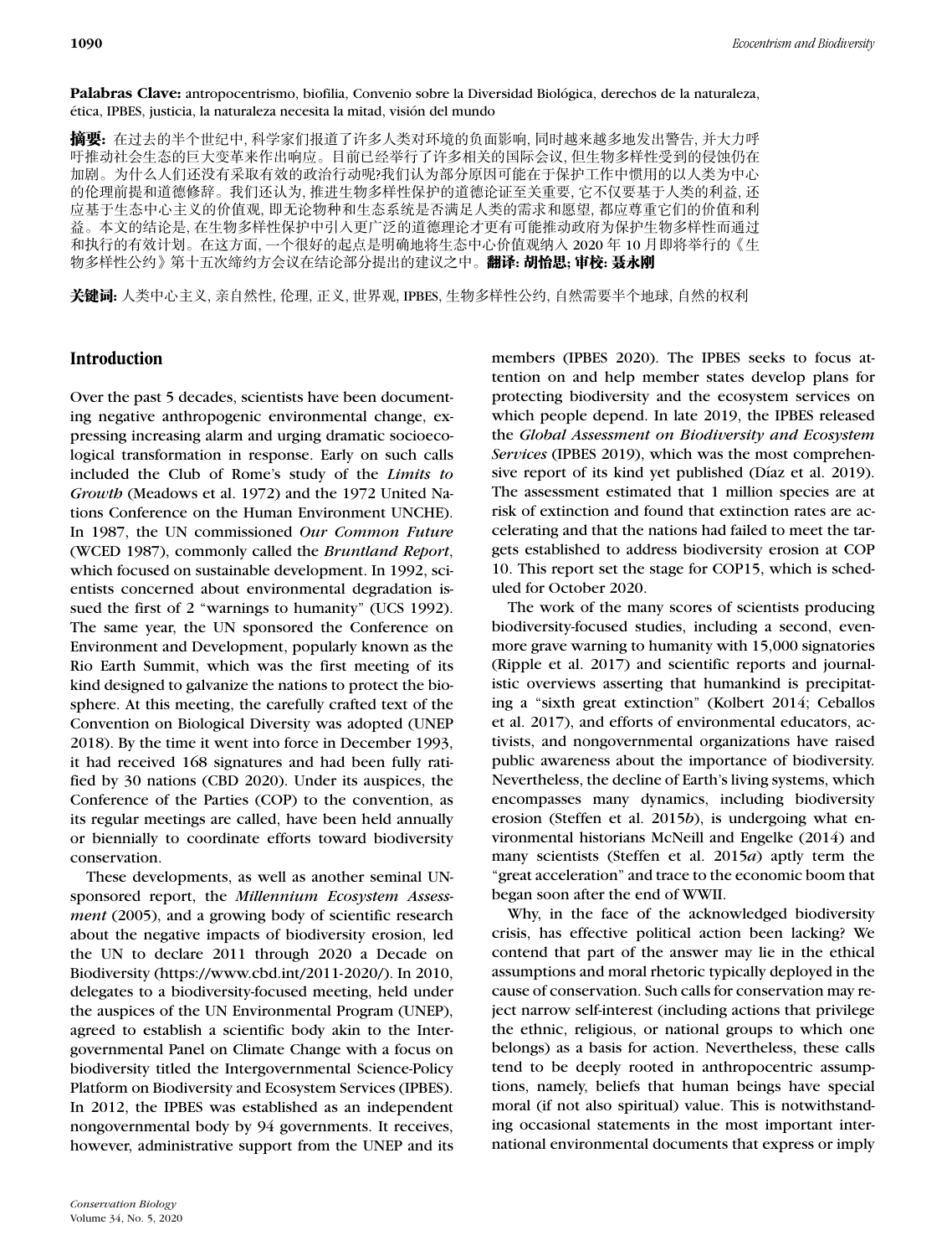**Palabras Clave:** antropocentrismo, biofilia, Convenio sobre la Diversidad Biológica, derechos de la naturaleza, ética, IPBES, justicia, la naturaleza necesita la mitad, visión del mundo

**摘要:** 在过去的半个世纪中, 科学家们报道了许多人类对环境的负面影响, 同时越来越多地发出警告, 并大力呼吁推动社会生态的巨大变革来作出响应。目前已经举行了许多相关的国际会议, 但生物多样性受到的侵蚀仍在加剧。为什么人们还没有采取有效的政治行动呢?我们认为部分原因可能在于保护工作中惯用的以人类为中心的伦理前提和道德修辞。我们还认为, 推进生物多样性保护的道德论证至关重要, 它不仅要基于人类的利益, 还应基于生态中心主义的价值观, 即无论物种和生态系统是否满足人类的需求和愿望, 都应尊重它们的价值和利益。本文的结论是, 在生物多样性保护中引入更广泛的道德理论才更有可能推动政府为保护生物多样性而通过和执行的有效计划。在这方面, 一个很好的起点是明确地将生态中心价值观纳入 2020 年 10 月即将举行的《生物多样性公约》第十五次缔约方会议在结论部分提出的建议之中。**翻译: 胡怡思; 审校: 聂永刚**

**关键词:** 人类中心主义, 亲自然性, 伦理, 正义, 世界观, IPBES, 生物多样性公约, 自然需要半个地球, 自然的权利

## Introduction

Over the past 5 decades, scientists have been documenting negative anthropogenic environmental change, expressing increasing alarm and urging dramatic socioecological transformation in response. Early on such calls included the Club of Rome's study of the *Limits to Growth* (Meadows et al. 1972) and the 1972 United Nations Conference on the Human Environment UNCHE). In 1987, the UN commissioned *Our Common Future* (WCED 1987), commonly called the *Bruntland Report*, which focused on sustainable development. In 1992, scientists concerned about environmental degradation issued the first of 2 "warnings to humanity" (UCS 1992). The same year, the UN sponsored the Conference on Environment and Development, popularly known as the Rio Earth Summit, which was the first meeting of its kind designed to galvanize the nations to protect the biosphere. At this meeting, the carefully crafted text of the Convention on Biological Diversity was adopted (UNEP 2018). By the time it went into force in December 1993, it had received 168 signatures and had been fully ratified by 30 nations (CBD 2020). Under its auspices, the Conference of the Parties (COP) to the convention, as its regular meetings are called, have been held annually or biennially to coordinate efforts toward biodiversity conservation.

These developments, as well as another seminal UN-sponsored report, the *Millennium Ecosystem Assessment* (2005), and a growing body of scientific research about the negative impacts of biodiversity erosion, led the UN to declare 2011 through 2020 a Decade on Biodiversity (https://www.cbd.int/2011-2020/). In 2010, delegates to a biodiversity-focused meeting, held under the auspices of the UN Environmental Program (UNEP), agreed to establish a scientific body akin to the Intergovernmental Panel on Climate Change with a focus on biodiversity titled the Intergovernmental Science-Policy Platform on Biodiversity and Ecosystem Services (IPBES). In 2012, the IPBES was established as an independent nongovernmental body by 94 governments. It receives, however, administrative support from the UNEP and its members (IPBES 2020). The IPBES seeks to focus attention on and help member states develop plans for protecting biodiversity and the ecosystem services on which people depend. In late 2019, the IPBES released the *Global Assessment on Biodiversity and Ecosystem Services* (IPBES 2019), which was the most comprehensive report of its kind yet published (Díaz et al. 2019). The assessment estimated that 1 million species are at risk of extinction and found that extinction rates are accelerating and that the nations had failed to meet the targets established to address biodiversity erosion at COP 10. This report set the stage for COP15, which is scheduled for October 2020.

The work of the many scores of scientists producing biodiversity-focused studies, including a second, even-more grave warning to humanity with 15,000 signatories (Ripple et al. 2017) and scientific reports and journalistic overviews asserting that humankind is precipitating a "sixth great extinction" (Kolbert 2014; Ceballos et al. 2017), and efforts of environmental educators, activists, and nongovernmental organizations have raised public awareness about the importance of biodiversity. Nevertheless, the decline of Earth's living systems, which encompasses many dynamics, including biodiversity erosion (Steffen et al. 2015*b*), is undergoing what environmental historians McNeill and Engelke (2014) and many scientists (Steffen et al. 2015*a*) aptly term the "great acceleration" and trace to the economic boom that began soon after the end of WWII.

Why, in the face of the acknowledged biodiversity crisis, has effective political action been lacking? We contend that part of the answer may lie in the ethical assumptions and moral rhetoric typically deployed in the cause of conservation. Such calls for conservation may reject narrow self-interest (including actions that privilege the ethnic, religious, or national groups to which one belongs) as a basis for action. Nevertheless, these calls tend to be deeply rooted in anthropocentric assumptions, namely, beliefs that human beings have special moral (if not also spiritual) value. This is notwithstanding occasional statements in the most important international environmental documents that express or imply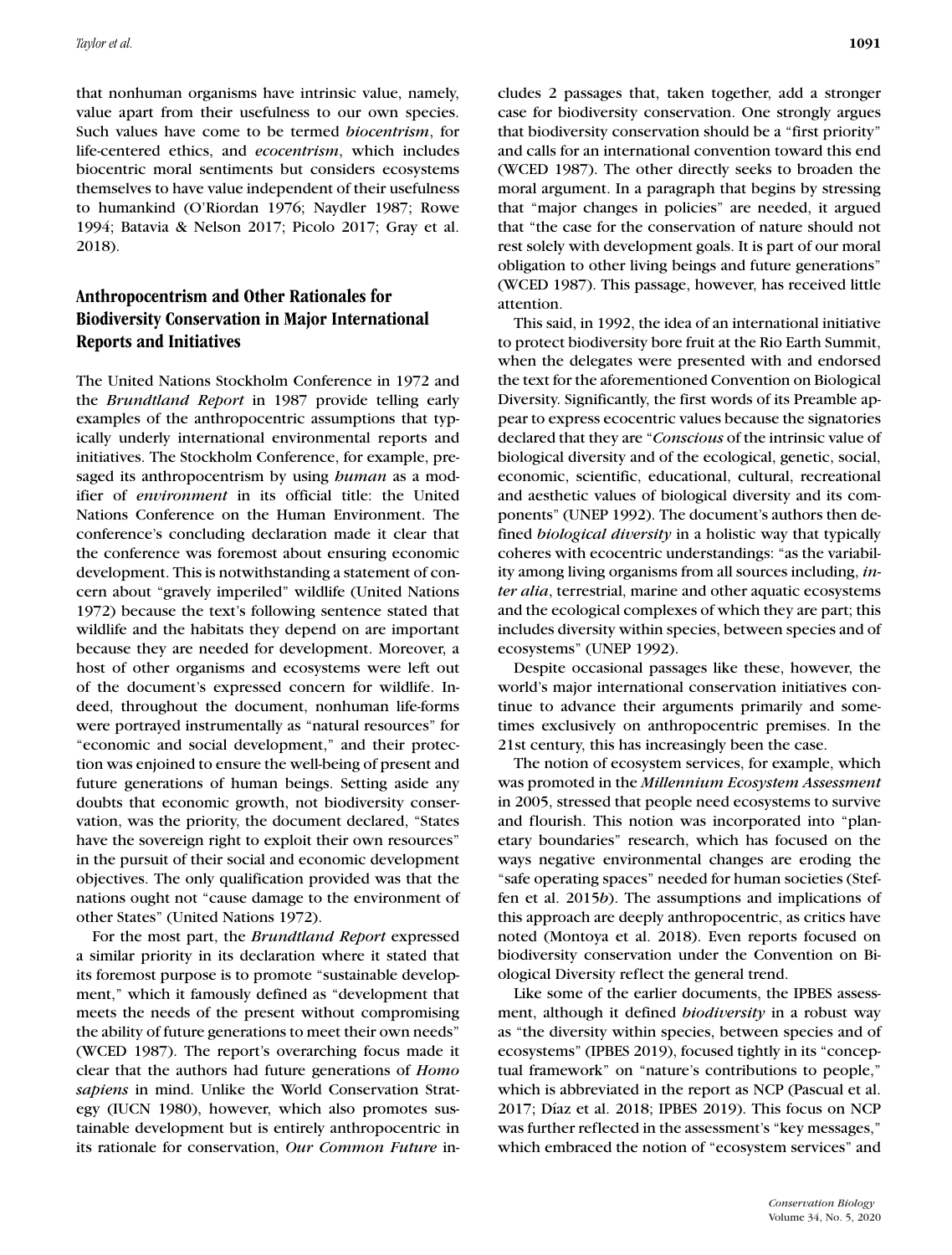that nonhuman organisms have intrinsic value, namely, value apart from their usefulness to our own species. Such values have come to be termed *biocentrism*, for life-centered ethics, and *ecocentrism*, which includes biocentric moral sentiments but considers ecosystems themselves to have value independent of their usefulness to humankind (O'Riordan 1976; Naydler 1987; Rowe 1994; Batavia & Nelson 2017; Picolo 2017; Gray et al. 2018).

## Anthropocentrism and Other Rationales for Biodiversity Conservation in Major International Reports and Initiatives

The United Nations Stockholm Conference in 1972 and the *Brundtland Report* in 1987 provide telling early examples of the anthropocentric assumptions that typically underly international environmental reports and initiatives. The Stockholm Conference, for example, presaged its anthropocentrism by using ***human*** as a modifier of *environment* in its official title: the United Nations Conference on the Human Environment. The conference's concluding declaration made it clear that the conference was foremost about ensuring economic development. This is notwithstanding a statement of concern about "gravely imperiled" wildlife (United Nations 1972) because the text's following sentence stated that wildlife and the habitats they depend on are important because they are needed for development. Moreover, a host of other organisms and ecosystems were left out of the document's expressed concern for wildlife. Indeed, throughout the document, nonhuman life-forms were portrayed instrumentally as "natural resources" for "economic and social development," and their protection was enjoined to ensure the well-being of present and future generations of human beings. Setting aside any doubts that economic growth, not biodiversity conservation, was the priority, the document declared, "States have the sovereign right to exploit their own resources" in the pursuit of their social and economic development objectives. The only qualification provided was that the nations ought not "cause damage to the environment of other States" (United Nations 1972).

For the most part, the *Brundtland Report* expressed a similar priority in its declaration where it stated that its foremost purpose is to promote "sustainable development," which it famously defined as "development that meets the needs of the present without compromising the ability of future generations to meet their own needs" (WCED 1987). The report's overarching focus made it clear that the authors had future generations of *Homo sapiens* in mind. Unlike the World Conservation Strategy (IUCN 1980), however, which also promotes sustainable development but is entirely anthropocentric in its rationale for conservation, *Our Common Future* includes 2 passages that, taken together, add a stronger case for biodiversity conservation. One strongly argues that biodiversity conservation should be a "first priority" and calls for an international convention toward this end (WCED 1987). The other directly seeks to broaden the moral argument. In a paragraph that begins by stressing that "major changes in policies" are needed, it argued that "the case for the conservation of nature should not rest solely with development goals. It is part of our moral obligation to other living beings and future generations" (WCED 1987). This passage, however, has received little attention.

This said, in 1992, the idea of an international initiative to protect biodiversity bore fruit at the Rio Earth Summit, when the delegates were presented with and endorsed the text for the aforementioned Convention on Biological Diversity. Significantly, the first words of its Preamble appear to express ecocentric values because the signatories declared that they are "*Conscious* of the intrinsic value of biological diversity and of the ecological, genetic, social, economic, scientific, educational, cultural, recreational and aesthetic values of biological diversity and its components" (UNEP 1992). The document's authors then defined *biological diversity* in a holistic way that typically coheres with ecocentric understandings: "as the variability among living organisms from all sources including, *inter alia*, terrestrial, marine and other aquatic ecosystems and the ecological complexes of which they are part; this includes diversity within species, between species and of ecosystems" (UNEP 1992).

Despite occasional passages like these, however, the world's major international conservation initiatives continue to advance their arguments primarily and sometimes exclusively on anthropocentric premises. In the 21st century, this has increasingly been the case.

The notion of ecosystem services, for example, which was promoted in the *Millennium Ecosystem Assessment* in 2005, stressed that people need ecosystems to survive and flourish. This notion was incorporated into "planetary boundaries" research, which has focused on the ways negative environmental changes are eroding the "safe operating spaces" needed for human societies (Steffen et al. 2015*b*). The assumptions and implications of this approach are deeply anthropocentric, as critics have noted (Montoya et al. 2018). Even reports focused on biodiversity conservation under the Convention on Biological Diversity reflect the general trend.

Like some of the earlier documents, the IPBES assessment, although it defined *biodiversity* in a robust way as "the diversity within species, between species and of ecosystems" (IPBES 2019), focused tightly in its "conceptual framework" on "nature's contributions to people," which is abbreviated in the report as NCP (Pascual et al. 2017; Díaz et al. 2018; IPBES 2019). This focus on NCP was further reflected in the assessment's "key messages," which embraced the notion of "ecosystem services" and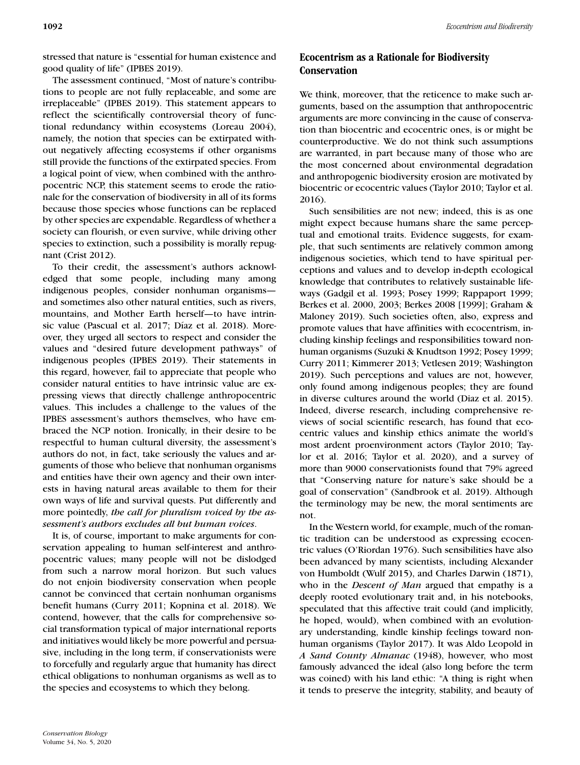stressed that nature is "essential for human existence and good quality of life" (IPBES 2019).

The assessment continued, "Most of nature's contributions to people are not fully replaceable, and some are irreplaceable" (IPBES 2019). This statement appears to reflect the scientifically controversial theory of functional redundancy within ecosystems (Loreau 2004), namely, the notion that species can be extirpated without negatively affecting ecosystems if other organisms still provide the functions of the extirpated species. From a logical point of view, when combined with the anthropocentric NCP, this statement seems to erode the rationale for the conservation of biodiversity in all of its forms because those species whose functions can be replaced by other species are expendable. Regardless of whether a society can flourish, or even survive, while driving other species to extinction, such a possibility is morally repugnant (Crist 2012).

To their credit, the assessment's authors acknowledged that some people, including many among indigenous peoples, consider nonhuman organisms—and sometimes also other natural entities, such as rivers, mountains, and Mother Earth herself—to have intrinsic value (Pascual et al. 2017; Díaz et al. 2018). Moreover, they urged all sectors to respect and consider the values and "desired future development pathways" of indigenous peoples (IPBES 2019). Their statements in this regard, however, fail to appreciate that people who consider natural entities to have intrinsic value are expressing views that directly challenge anthropocentric values. This includes a challenge to the values of the IPBES assessment's authors themselves, who have embraced the NCP notion. Ironically, in their desire to be respectful to human cultural diversity, the assessment's authors do not, in fact, take seriously the values and arguments of those who believe that nonhuman organisms and entities have their own agency and their own interests in having natural areas available to them for their own ways of life and survival quests. Put differently and more pointedly, *the call for pluralism voiced by the assessment's authors excludes all but human voices*.

It is, of course, important to make arguments for conservation appealing to human self-interest and anthropocentric values; many people will not be dislodged from such a narrow moral horizon. But such values do not enjoin biodiversity conservation when people cannot be convinced that certain nonhuman organisms benefit humans (Curry 2011; Kopnina et al. 2018). We contend, however, that the calls for comprehensive social transformation typical of major international reports and initiatives would likely be more powerful and persuasive, including in the long term, if conservationists were to forcefully and regularly argue that humanity has direct ethical obligations to nonhuman organisms as well as to the species and ecosystems to which they belong.

## Ecocentrism as a Rationale for Biodiversity Conservation

We think, moreover, that the reticence to make such arguments, based on the assumption that anthropocentric arguments are more convincing in the cause of conservation than biocentric and ecocentric ones, is or might be counterproductive. We do not think such assumptions are warranted, in part because many of those who are the most concerned about environmental degradation and anthropogenic biodiversity erosion are motivated by biocentric or ecocentric values (Taylor 2010; Taylor et al. 2016).

Such sensibilities are not new; indeed, this is as one might expect because humans share the same perceptual and emotional traits. Evidence suggests, for example, that such sentiments are relatively common among indigenous societies, which tend to have spiritual perceptions and values and to develop in-depth ecological knowledge that contributes to relatively sustainable lifeways (Gadgil et al. 1993; Posey 1999; Rappaport 1999; Berkes et al. 2000, 2003; Berkes 2008 [1999]; Graham & Maloney 2019). Such societies often, also, express and promote values that have affinities with ecocentrism, including kinship feelings and responsibilities toward nonhuman organisms (Suzuki & Knudtson 1992; Posey 1999; Curry 2011; Kimmerer 2013; Vetlesen 2019; Washington 2019). Such perceptions and values are not, however, only found among indigenous peoples; they are found in diverse cultures around the world (Diaz et al. 2015). Indeed, diverse research, including comprehensive reviews of social scientific research, has found that ecocentric values and kinship ethics animate the world's most ardent proenvironment actors (Taylor 2010; Taylor et al. 2016; Taylor et al. 2020), and a survey of more than 9000 conservationists found that 79% agreed that "Conserving nature for nature's sake should be a goal of conservation" (Sandbrook et al. 2019). Although the terminology may be new, the moral sentiments are not.

In the Western world, for example, much of the romantic tradition can be understood as expressing ecocentric values (O'Riordan 1976). Such sensibilities have also been advanced by many scientists, including Alexander von Humboldt (Wulf 2015), and Charles Darwin (1871), who in the *Descent of Man* argued that empathy is a deeply rooted evolutionary trait and, in his notebooks, speculated that this affective trait could (and implicitly, he hoped, would), when combined with an evolutionary understanding, kindle kinship feelings toward nonhuman organisms (Taylor 2017). It was Aldo Leopold in *A Sand County Almanac* (1948), however, who most famously advanced the ideal (also long before the term was coined) with his land ethic: "A thing is right when it tends to preserve the integrity, stability, and beauty of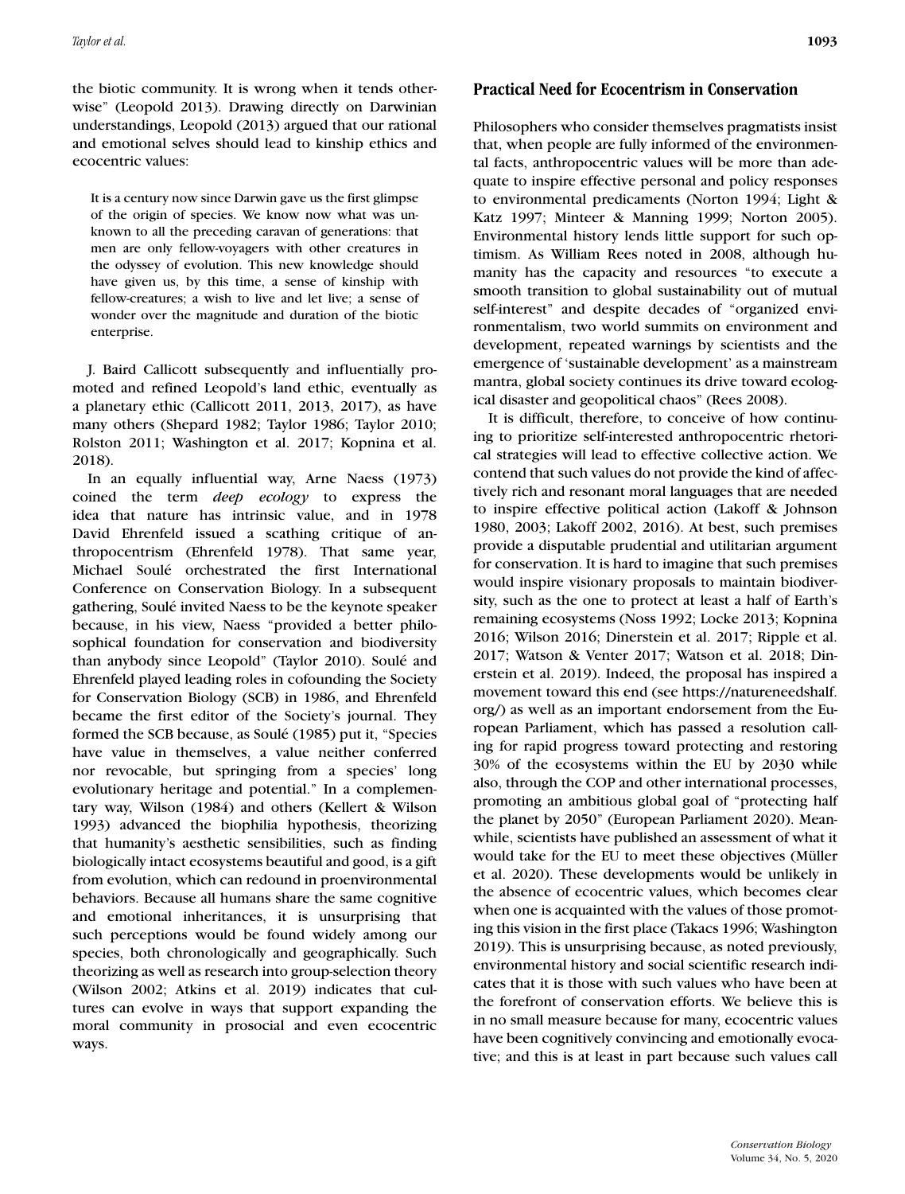the biotic community. It is wrong when it tends otherwise" (Leopold 2013). Drawing directly on Darwinian understandings, Leopold (2013) argued that our rational and emotional selves should lead to kinship ethics and ecocentric values:

> It is a century now since Darwin gave us the first glimpse of the origin of species. We know now what was unknown to all the preceding caravan of generations: that men are only fellow-voyagers with other creatures in the odyssey of evolution. This new knowledge should have given us, by this time, a sense of kinship with fellow-creatures; a wish to live and let live; a sense of wonder over the magnitude and duration of the biotic enterprise.

J. Baird Callicott subsequently and influentially promoted and refined Leopold's land ethic, eventually as a planetary ethic (Callicott 2011, 2013, 2017), as have many others (Shepard 1982; Taylor 1986; Taylor 2010; Rolston 2011; Washington et al. 2017; Kopnina et al. 2018).

In an equally influential way, Arne Naess (1973) coined the term *deep ecology* to express the idea that nature has intrinsic value, and in 1978 David Ehrenfeld issued a scathing critique of anthropocentrism (Ehrenfeld 1978). That same year, Michael Soulé orchestrated the first International Conference on Conservation Biology. In a subsequent gathering, Soulé invited Naess to be the keynote speaker because, in his view, Naess "provided a better philosophical foundation for conservation and biodiversity than anybody since Leopold" (Taylor 2010). Soulé and Ehrenfeld played leading roles in cofounding the Society for Conservation Biology (SCB) in 1986, and Ehrenfeld became the first editor of the Society's journal. They formed the SCB because, as Soulé (1985) put it, "Species have value in themselves, a value neither conferred nor revocable, but springing from a species' long evolutionary heritage and potential." In a complementary way, Wilson (1984) and others (Kellert & Wilson 1993) advanced the biophilia hypothesis, theorizing that humanity's aesthetic sensibilities, such as finding biologically intact ecosystems beautiful and good, is a gift from evolution, which can redound in proenvironmental behaviors. Because all humans share the same cognitive and emotional inheritances, it is unsurprising that such perceptions would be found widely among our species, both chronologically and geographically. Such theorizing as well as research into group-selection theory (Wilson 2002; Atkins et al. 2019) indicates that cultures can evolve in ways that support expanding the moral community in prosocial and even ecocentric ways.

## Practical Need for Ecocentrism in Conservation

Philosophers who consider themselves pragmatists insist that, when people are fully informed of the environmental facts, anthropocentric values will be more than adequate to inspire effective personal and policy responses to environmental predicaments (Norton 1994; Light & Katz 1997; Minteer & Manning 1999; Norton 2005). Environmental history lends little support for such optimism. As William Rees noted in 2008, although humanity has the capacity and resources "to execute a smooth transition to global sustainability out of mutual self-interest" and despite decades of "organized environmentalism, two world summits on environment and development, repeated warnings by scientists and the emergence of 'sustainable development' as a mainstream mantra, global society continues its drive toward ecological disaster and geopolitical chaos" (Rees 2008).

It is difficult, therefore, to conceive of how continuing to prioritize self-interested anthropocentric rhetorical strategies will lead to effective collective action. We contend that such values do not provide the kind of affectively rich and resonant moral languages that are needed to inspire effective political action (Lakoff & Johnson 1980, 2003; Lakoff 2002, 2016). At best, such premises provide a disputable prudential and utilitarian argument for conservation. It is hard to imagine that such premises would inspire visionary proposals to maintain biodiversity, such as the one to protect at least a half of Earth's remaining ecosystems (Noss 1992; Locke 2013; Kopnina 2016; Wilson 2016; Dinerstein et al. 2017; Ripple et al. 2017; Watson & Venter 2017; Watson et al. 2018; Dinerstein et al. 2019). Indeed, the proposal has inspired a movement toward this end (see https://natureneedshalf.org/) as well as an important endorsement from the European Parliament, which has passed a resolution calling for rapid progress toward protecting and restoring 30% of the ecosystems within the EU by 2030 while also, through the COP and other international processes, promoting an ambitious global goal of "protecting half the planet by 2050" (European Parliament 2020). Meanwhile, scientists have published an assessment of what it would take for the EU to meet these objectives (Müller et al. 2020). These developments would be unlikely in the absence of ecocentric values, which becomes clear when one is acquainted with the values of those promoting this vision in the first place (Takacs 1996; Washington 2019). This is unsurprising because, as noted previously, environmental history and social scientific research indicates that it is those with such values who have been at the forefront of conservation efforts. We believe this is in no small measure because for many, ecocentric values have been cognitively convincing and emotionally evocative; and this is at least in part because such values call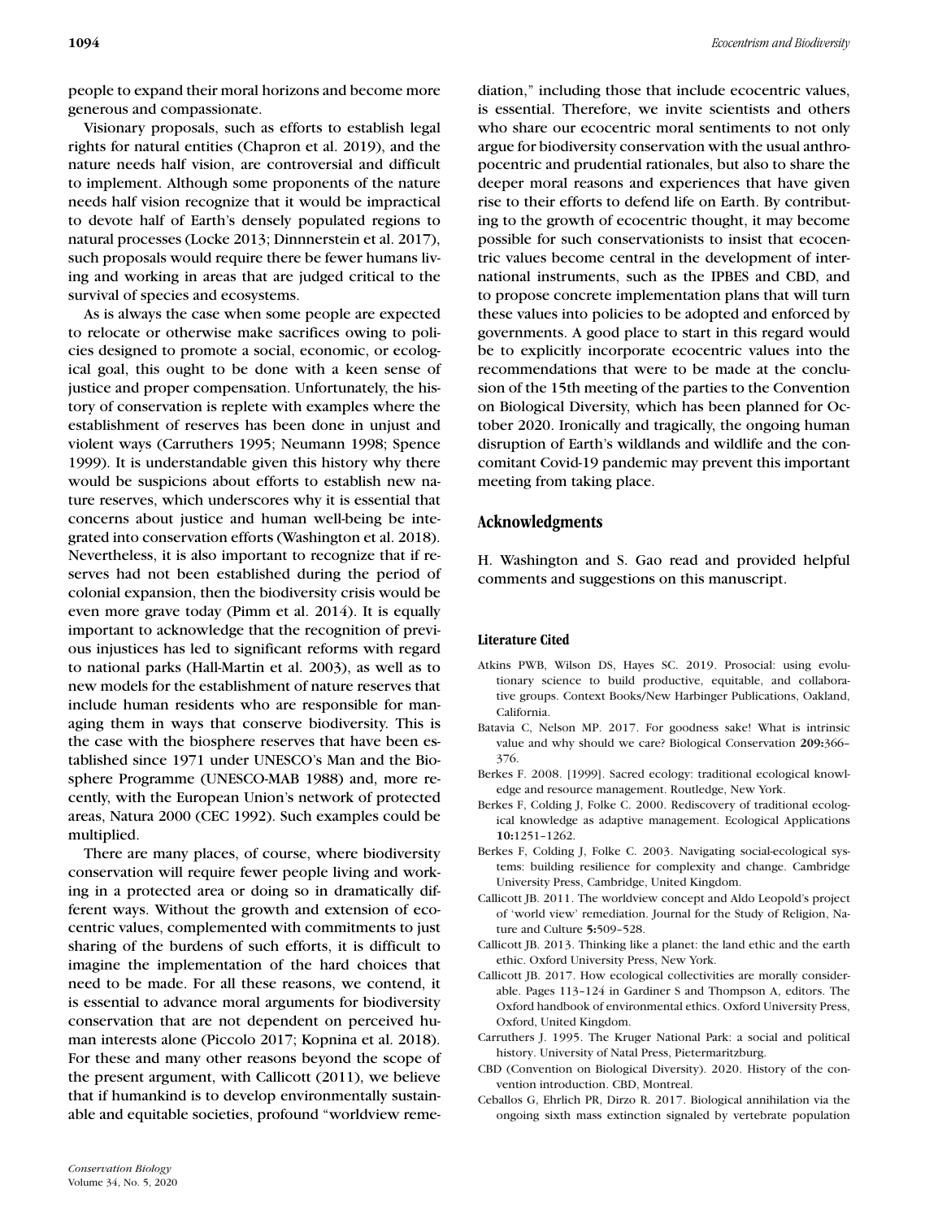people to expand their moral horizons and become more generous and compassionate.

Visionary proposals, such as efforts to establish legal rights for natural entities (Chapron et al. 2019), and the nature needs half vision, are controversial and difficult to implement. Although some proponents of the nature needs half vision recognize that it would be impractical to devote half of Earth's densely populated regions to natural processes (Locke 2013; Dinnnerstein et al. 2017), such proposals would require there be fewer humans living and working in areas that are judged critical to the survival of species and ecosystems.

As is always the case when some people are expected to relocate or otherwise make sacrifices owing to policies designed to promote a social, economic, or ecological goal, this ought to be done with a keen sense of justice and proper compensation. Unfortunately, the history of conservation is replete with examples where the establishment of reserves has been done in unjust and violent ways (Carruthers 1995; Neumann 1998; Spence 1999). It is understandable given this history why there would be suspicions about efforts to establish new nature reserves, which underscores why it is essential that concerns about justice and human well-being be integrated into conservation efforts (Washington et al. 2018). Nevertheless, it is also important to recognize that if reserves had not been established during the period of colonial expansion, then the biodiversity crisis would be even more grave today (Pimm et al. 2014). It is equally important to acknowledge that the recognition of previous injustices has led to significant reforms with regard to national parks (Hall-Martin et al. 2003), as well as to new models for the establishment of nature reserves that include human residents who are responsible for managing them in ways that conserve biodiversity. This is the case with the biosphere reserves that have been established since 1971 under UNESCO's Man and the Biosphere Programme (UNESCO-MAB 1988) and, more recently, with the European Union's network of protected areas, Natura 2000 (CEC 1992). Such examples could be multiplied.

There are many places, of course, where biodiversity conservation will require fewer people living and working in a protected area or doing so in dramatically different ways. Without the growth and extension of ecocentric values, complemented with commitments to just sharing of the burdens of such efforts, it is difficult to imagine the implementation of the hard choices that need to be made. For all these reasons, we contend, it is essential to advance moral arguments for biodiversity conservation that are not dependent on perceived human interests alone (Piccolo 2017; Kopnina et al. 2018). For these and many other reasons beyond the scope of the present argument, with Callicott (2011), we believe that if humankind is to develop environmentally sustainable and equitable societies, profound "worldview remediation," including those that include ecocentric values, is essential. Therefore, we invite scientists and others who share our ecocentric moral sentiments to not only argue for biodiversity conservation with the usual anthropocentric and prudential rationales, but also to share the deeper moral reasons and experiences that have given rise to their efforts to defend life on Earth. By contributing to the growth of ecocentric thought, it may become possible for such conservationists to insist that ecocentric values become central in the development of international instruments, such as the IPBES and CBD, and to propose concrete implementation plans that will turn these values into policies to be adopted and enforced by governments. A good place to start in this regard would be to explicitly incorporate ecocentric values into the recommendations that were to be made at the conclusion of the 15th meeting of the parties to the Convention on Biological Diversity, which has been planned for October 2020. Ironically and tragically, the ongoing human disruption of Earth's wildlands and wildlife and the concomitant Covid-19 pandemic may prevent this important meeting from taking place.

## Acknowledgments

H. Washington and S. Gao read and provided helpful comments and suggestions on this manuscript.

### Literature Cited

- Atkins PWB, Wilson DS, Hayes SC. 2019. Prosocial: using evolutionary science to build productive, equitable, and collaborative groups. Context Books/New Harbinger Publications, Oakland, California.
- Batavia C, Nelson MP. 2017. For goodness sake! What is intrinsic value and why should we care? Biological Conservation **209:**366–376.
- Berkes F. 2008. [1999]. Sacred ecology: traditional ecological knowledge and resource management. Routledge, New York.
- Berkes F, Colding J, Folke C. 2000. Rediscovery of traditional ecological knowledge as adaptive management. Ecological Applications **10:**1251–1262.
- Berkes F, Colding J, Folke C. 2003. Navigating social-ecological systems: building resilience for complexity and change. Cambridge University Press, Cambridge, United Kingdom.
- Callicott JB. 2011. The worldview concept and Aldo Leopold's project of 'world view' remediation. Journal for the Study of Religion, Nature and Culture **5:**509–528.
- Callicott JB. 2013. Thinking like a planet: the land ethic and the earth ethic. Oxford University Press, New York.
- Callicott JB. 2017. How ecological collectivities are morally considerable. Pages 113–124 in Gardiner S and Thompson A, editors. The Oxford handbook of environmental ethics. Oxford University Press, Oxford, United Kingdom.
- Carruthers J. 1995. The Kruger National Park: a social and political history. University of Natal Press, Pietermaritzburg.
- CBD (Convention on Biological Diversity). 2020. History of the convention introduction. CBD, Montreal.
- Ceballos G, Ehrlich PR, Dirzo R. 2017. Biological annihilation via the ongoing sixth mass extinction signaled by vertebrate population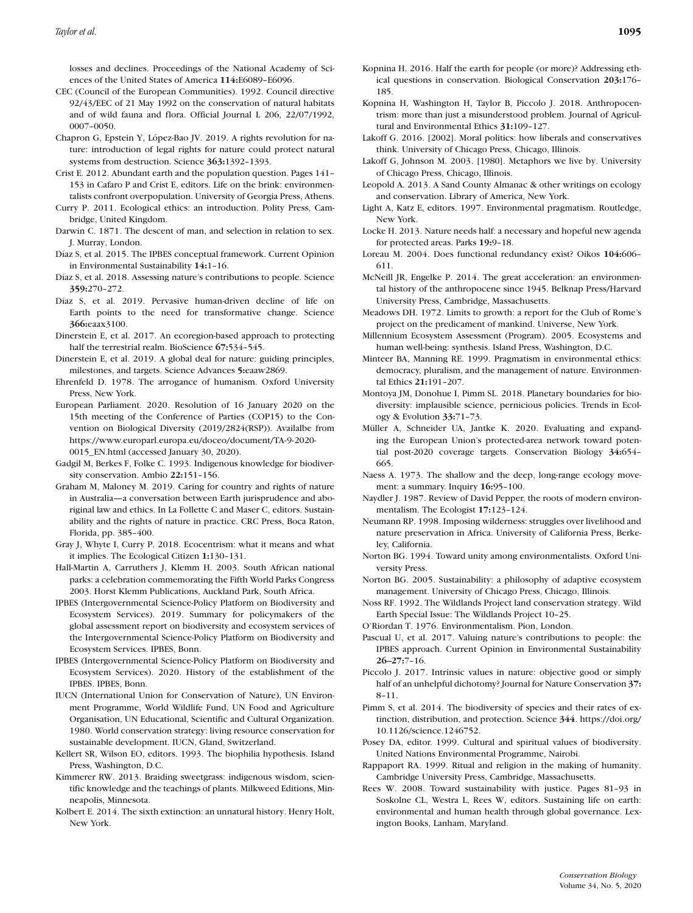losses and declines. Proceedings of the National Academy of Sciences of the United States of America **114:**E6089–E6096.

CEC (Council of the European Communities). 1992. Council directive 92/43/EEC of 21 May 1992 on the conservation of natural habitats and of wild fauna and flora. Official Journal L 206, 22/07/1992, 0007–0050.

Chapron G, Epstein Y, López-Bao JV. 2019. A rights revolution for nature: introduction of legal rights for nature could protect natural systems from destruction. Science **363:**1392–1393.

Crist E. 2012. Abundant earth and the population question. Pages 141–153 in Cafaro P and Crist E, editors. Life on the brink: environmentalists confront overpopulation. University of Georgia Press, Athens.

Curry P. 2011. Ecological ethics: an introduction. Polity Press, Cambridge, United Kingdom.

Darwin C. 1871. The descent of man, and selection in relation to sex. J. Murray, London.

Díaz S, et al. 2015. The IPBES conceptual framework. Current Opinion in Environmental Sustainability **14:**1–16.

Díaz S, et al. 2018. Assessing nature's contributions to people. Science **359:**270–272.

Díaz S, et al. 2019. Pervasive human-driven decline of life on Earth points to the need for transformative change. Science **366:**eaax3100.

Dinerstein E, et al. 2017. An ecoregion-based approach to protecting half the terrestrial realm. BioScience **67:**534–545.

Dinerstein E, et al. 2019. A global deal for nature: guiding principles, milestones, and targets. Science Advances **5:**eaaw2869.

Ehrenfeld D. 1978. The arrogance of humanism. Oxford University Press, New York.

European Parliament. 2020. Resolution of 16 January 2020 on the 15th meeting of the Conference of Parties (COP15) to the Convention on Biological Diversity (2019/2824(RSP)). Availalbe from https://www.europarl.europa.eu/doceo/document/TA-9-2020-0015_EN.html (accessed January 30, 2020).

Gadgil M, Berkes F, Folke C. 1993. Indigenous knowledge for biodiversity conservation. Ambio **22:**151–156.

Graham M, Maloney M. 2019. Caring for country and rights of nature in Australia—a conversation between Earth jurisprudence and aboriginal law and ethics. In La Follette C and Maser C, editors. Sustainability and the rights of nature in practice. CRC Press, Boca Raton, Florida, pp. 385–400.

Gray J, Whyte I, Curry P. 2018. Ecocentrism: what it means and what it implies. The Ecological Citizen **1:**130–131.

Hall-Martin A, Carruthers J, Klemm H. 2003. South African national parks: a celebration commemorating the Fifth World Parks Congress 2003. Horst Klemm Publications, Auckland Park, South Africa.

IPBES (Intergovernmental Science-Policy Platform on Biodiversity and Ecosystem Services). 2019. Summary for policymakers of the global assessment report on biodiversity and ecosystem services of the Intergovernmental Science-Policy Platform on Biodiversity and Ecosystem Services. IPBES, Bonn.

IPBES (Intergovernmental Science-Policy Platform on Biodiversity and Ecosystem Services). 2020. History of the establishment of the IPBES. IPBES, Bonn.

IUCN (International Union for Conservation of Nature), UN Environment Programme, World Wildlife Fund, UN Food and Agriculture Organisation, UN Educational, Scientific and Cultural Organization. 1980. World conservation strategy: living resource conservation for sustainable development. IUCN, Gland, Switzerland.

Kellert SR, Wilson EO, editors. 1993. The biophilia hypothesis. Island Press, Washington, D.C.

Kimmerer RW. 2013. Braiding sweetgrass: indigenous wisdom, scientific knowledge and the teachings of plants. Milkweed Editions, Minneapolis, Minnesota.

Kolbert E. 2014. The sixth extinction: an unnatural history. Henry Holt, New York.

Kopnina H. 2016. Half the earth for people (or more)? Addressing ethical questions in conservation. Biological Conservation **203:**176–185.

Kopnina H, Washington H, Taylor B, Piccolo J. 2018. Anthropocentrism: more than just a misunderstood problem. Journal of Agricultural and Environmental Ethics **31:**109–127.

Lakoff G. 2016. [2002]. Moral politics: how liberals and conservatives think. University of Chicago Press, Chicago, Illinois.

Lakoff G, Johnson M. 2003. [1980]. Metaphors we live by. University of Chicago Press, Chicago, Illinois.

Leopold A. 2013. A Sand County Almanac & other writings on ecology and conservation. Library of America, New York.

Light A, Katz E, editors. 1997. Environmental pragmatism. Routledge, New York.

Locke H. 2013. Nature needs half: a necessary and hopeful new agenda for protected areas. Parks **19:**9–18.

Loreau M. 2004. Does functional redundancy exist? Oikos **104:**606–611.

McNeill JR, Engelke P. 2014. The great acceleration: an environmental history of the anthropocene since 1945. Belknap Press/Harvard University Press, Cambridge, Massachusetts.

Meadows DH. 1972. Limits to growth: a report for the Club of Rome's project on the predicament of mankind. Universe, New York.

Millennium Ecosystem Assessment (Program). 2005. Ecosystems and human well-being: synthesis. Island Press, Washington, D.C.

Minteer BA, Manning RE. 1999. Pragmatism in environmental ethics: democracy, pluralism, and the management of nature. Environmental Ethics **21:**191–207.

Montoya JM, Donohue I, Pimm SL. 2018. Planetary boundaries for biodiversity: implausible science, pernicious policies. Trends in Ecology & Evolution **33:**71–73.

Müller A, Schneider UA, Jantke K. 2020. Evaluating and expanding the European Union's protected-area network toward potential post-2020 coverage targets. Conservation Biology **34:**654–665.

Naess A. 1973. The shallow and the deep, long-range ecology movement: a summary. Inquiry **16:**95–100.

Naydler J. 1987. Review of David Pepper, the roots of modern environmentalism. The Ecologist **17:**123–124.

Neumann RP. 1998. Imposing wilderness: struggles over livelihood and nature preservation in Africa. University of California Press, Berkeley, California.

Norton BG. 1994. Toward unity among environmentalists. Oxford University Press.

Norton BG. 2005. Sustainability: a philosophy of adaptive ecosystem management. University of Chicago Press, Chicago, Illinois.

Noss RF. 1992. The Wildlands Project land conservation strategy. Wild Earth Special Issue: The Wildlands Project 10–25.

O'Riordan T. 1976. Environmentalism. Pion, London.

Pascual U, et al. 2017. Valuing nature's contributions to people: the IPBES approach. Current Opinion in Environmental Sustainability **26–27:**7–16.

Piccolo J. 2017. Intrinsic values in nature: objective good or simply half of an unhelpful dichotomy? Journal for Nature Conservation **37:** 8–11.

Pimm S, et al. 2014. The biodiversity of species and their rates of extinction, distribution, and protection. Science **344**. https://doi.org/10.1126/science.1246752.

Posey DA, editor. 1999. Cultural and spiritual values of biodiversity. United Nations Environmental Programme, Nairobi.

Rappaport RA. 1999. Ritual and religion in the making of humanity. Cambridge University Press, Cambridge, Massachusetts.

Rees W. 2008. Toward sustainability with justice. Pages 81–93 in Soskolne CL, Westra L, Rees W, editors. Sustaining life on earth: environmental and human health through global governance. Lexington Books, Lanham, Maryland.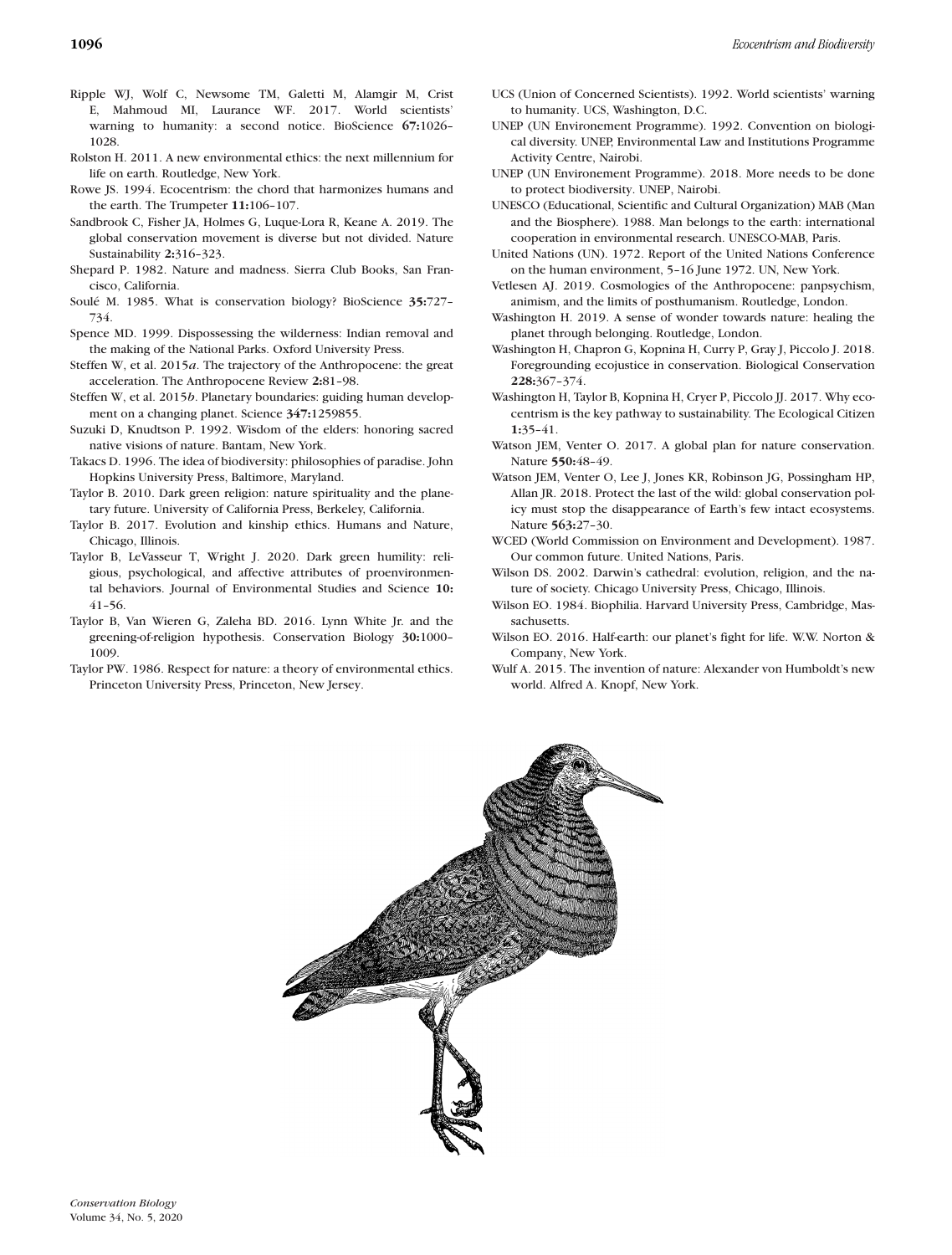Ripple WJ, Wolf C, Newsome TM, Galetti M, Alamgir M, Crist E, Mahmoud MI, Laurance WF. 2017. World scientists' warning to humanity: a second notice. BioScience **67:**1026–1028.

Rolston H. 2011. A new environmental ethics: the next millennium for life on earth. Routledge, New York.

Rowe JS. 1994. Ecocentrism: the chord that harmonizes humans and the earth. The Trumpeter **11:**106–107.

Sandbrook C, Fisher JA, Holmes G, Luque-Lora R, Keane A. 2019. The global conservation movement is diverse but not divided. Nature Sustainability **2:**316–323.

Shepard P. 1982. Nature and madness. Sierra Club Books, San Francisco, California.

Soulé M. 1985. What is conservation biology? BioScience **35:**727–734.

Spence MD. 1999. Dispossessing the wilderness: Indian removal and the making of the National Parks. Oxford University Press.

Steffen W, et al. 2015*a*. The trajectory of the Anthropocene: the great acceleration. The Anthropocene Review **2:**81–98.

Steffen W, et al. 2015*b*. Planetary boundaries: guiding human development on a changing planet. Science **347:**1259855.

Suzuki D, Knudtson P. 1992. Wisdom of the elders: honoring sacred native visions of nature. Bantam, New York.

Takacs D. 1996. The idea of biodiversity: philosophies of paradise. John Hopkins University Press, Baltimore, Maryland.

Taylor B. 2010. Dark green religion: nature spirituality and the planetary future. University of California Press, Berkeley, California.

Taylor B. 2017. Evolution and kinship ethics. Humans and Nature, Chicago, Illinois.

Taylor B, LeVasseur T, Wright J. 2020. Dark green humility: religious, psychological, and affective attributes of proenvironmental behaviors. Journal of Environmental Studies and Science **10:** 41–56.

Taylor B, Van Wieren G, Zaleha BD. 2016. Lynn White Jr. and the greening-of-religion hypothesis. Conservation Biology **30:**1000–1009.

Taylor PW. 1986. Respect for nature: a theory of environmental ethics. Princeton University Press, Princeton, New Jersey.

UCS (Union of Concerned Scientists). 1992. World scientists' warning to humanity. UCS, Washington, D.C.

UNEP (UN Environement Programme). 1992. Convention on biological diversity. UNEP, Environmental Law and Institutions Programme Activity Centre, Nairobi.

UNEP (UN Environement Programme). 2018. More needs to be done to protect biodiversity. UNEP, Nairobi.

UNESCO (Educational, Scientific and Cultural Organization) MAB (Man and the Biosphere). 1988. Man belongs to the earth: international cooperation in environmental research. UNESCO-MAB, Paris.

United Nations (UN). 1972. Report of the United Nations Conference on the human environment, 5–16 June 1972. UN, New York.

Vetlesen AJ. 2019. Cosmologies of the Anthropocene: panpsychism, animism, and the limits of posthumanism. Routledge, London.

Washington H. 2019. A sense of wonder towards nature: healing the planet through belonging. Routledge, London.

Washington H, Chapron G, Kopnina H, Curry P, Gray J, Piccolo J. 2018. Foregrounding ecojustice in conservation. Biological Conservation **228:**367–374.

Washington H, Taylor B, Kopnina H, Cryer P, Piccolo JJ. 2017. Why ecocentrism is the key pathway to sustainability. The Ecological Citizen **1:**35–41.

Watson JEM, Venter O. 2017. A global plan for nature conservation. Nature **550:**48–49.

Watson JEM, Venter O, Lee J, Jones KR, Robinson JG, Possingham HP, Allan JR. 2018. Protect the last of the wild: global conservation policy must stop the disappearance of Earth's few intact ecosystems. Nature **563:**27–30.

WCED (World Commission on Environment and Development). 1987. Our common future. United Nations, Paris.

Wilson DS. 2002. Darwin's cathedral: evolution, religion, and the nature of society. Chicago University Press, Chicago, Illinois.

Wilson EO. 1984. Biophilia. Harvard University Press, Cambridge, Massachusetts.

Wilson EO. 2016. Half-earth: our planet's fight for life. W.W. Norton & Company, New York.

Wulf A. 2015. The invention of nature: Alexander von Humboldt's new world. Alfred A. Knopf, New York.